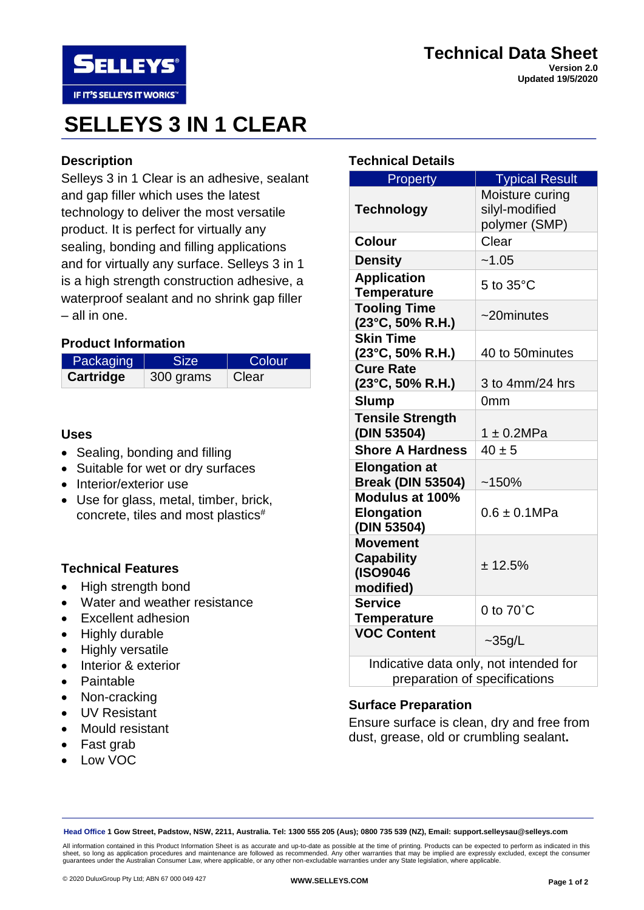# Technical Data Sheet

**Version 2.0**
**Updated 19/5/2020**

# SELLEYS 3 IN 1 CLEAR

## Description

Selleys 3 in 1 Clear is an adhesive, sealant and gap filler which uses the latest technology to deliver the most versatile product. It is perfect for virtually any sealing, bonding and filling applications and for virtually any surface. Selleys 3 in 1 is a high strength construction adhesive, a waterproof sealant and no shrink gap filler – all in one.

## Product Information

| Packaging | Size | Colour |
| --- | --- | --- |
| **Cartridge** | 300 grams | Clear |

## Uses

- Sealing, bonding and filling
- Suitable for wet or dry surfaces
- Interior/exterior use
- Use for glass, metal, timber, brick, concrete, tiles and most plastics#

## Technical Features

- High strength bond
- Water and weather resistance
- Excellent adhesion
- Highly durable
- Highly versatile
- Interior & exterior
- Paintable
- Non-cracking
- UV Resistant
- Mould resistant
- Fast grab
- Low VOC

## Technical Details

| Property | Typical Result |
| --- | --- |
| **Technology** | Moisture curing silyl-modified polymer (SMP) |
| **Colour** | Clear |
| **Density** | ~1.05 |
| **Application Temperature** | 5 to 35°C |
| **Tooling Time (23°C, 50% R.H.)** | ~20minutes |
| **Skin Time (23°C, 50% R.H.)** | 40 to 50minutes |
| **Cure Rate (23°C, 50% R.H.)** | 3 to 4mm/24 hrs |
| **Slump** | 0mm |
| **Tensile Strength (DIN 53504)** | 1 ± 0.2MPa |
| **Shore A Hardness** | 40 ± 5 |
| **Elongation at Break (DIN 53504)** | ~150% |
| **Modulus at 100% Elongation (DIN 53504)** | 0.6 ± 0.1MPa |
| **Movement Capability (ISO9046 modified)** | ± 12.5% |
| **Service Temperature** | 0 to 70˚C |
| **VOC Content** | ~35g/L |
| Indicative data only, not intended for preparation of specifications | |

## Surface Preparation

Ensure surface is clean, dry and free from dust, grease, old or crumbling sealant**.**

**Head Office 1 Gow Street, Padstow, NSW, 2211, Australia. Tel: 1300 555 205 (Aus); 0800 735 539 (NZ), Email: support.selleysau@selleys.com**

All information contained in this Product Information Sheet is as accurate and up-to-date as possible at the time of printing. Products can be expected to perform as indicated in this sheet, so long as application procedures and maintenance are followed as recommended. Any other warranties that may be implied are expressly excluded, except the consumer guarantees under the Australian Consumer Law, where applicable, or any other non-excludable warranties under any State legislation, where applicable.

© 2020 DuluxGroup Pty Ltd; ABN 67 000 049 427

**WWW.SELLEYS.COM**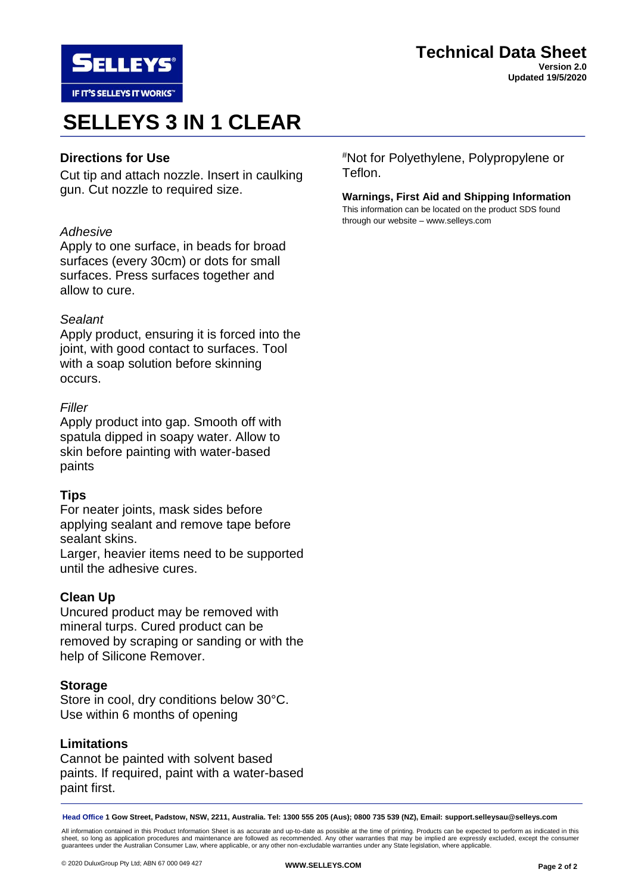# SELLEYS 3 IN 1 CLEAR

## Directions for Use

Cut tip and attach nozzle. Insert in caulking gun. Cut nozzle to required size.

*Adhesive*

Apply to one surface, in beads for broad surfaces (every 30cm) or dots for small surfaces. Press surfaces together and allow to cure.

*Sealant*

Apply product, ensuring it is forced into the joint, with good contact to surfaces. Tool with a soap solution before skinning occurs.

*Filler*

Apply product into gap. Smooth off with spatula dipped in soapy water. Allow to skin before painting with water-based paints

## Tips

For neater joints, mask sides before applying sealant and remove tape before sealant skins.
Larger, heavier items need to be supported until the adhesive cures.

## Clean Up

Uncured product may be removed with mineral turps. Cured product can be removed by scraping or sanding or with the help of Silicone Remover.

## Storage

Store in cool, dry conditions below 30°C. Use within 6 months of opening

## Limitations

Cannot be painted with solvent based paints. If required, paint with a water-based paint first.

#Not for Polyethylene, Polypropylene or Teflon.

### Warnings, First Aid and Shipping Information

This information can be located on the product SDS found through our website – www.selleys.com

**Head Office 1 Gow Street, Padstow, NSW, 2211, Australia. Tel: 1300 555 205 (Aus); 0800 735 539 (NZ), Email: support.selleysau@selleys.com**

All information contained in this Product Information Sheet is as accurate and up-to-date as possible at the time of printing. Products can be expected to perform as indicated in this sheet, so long as application procedures and maintenance are followed as recommended. Any other warranties that may be implied are expressly excluded, except the consumer guarantees under the Australian Consumer Law, where applicable, or any other non-excludable warranties under any State legislation, where applicable.

© 2020 DuluxGroup Pty Ltd; ABN 67 000 049 427

**WWW.SELLEYS.COM**